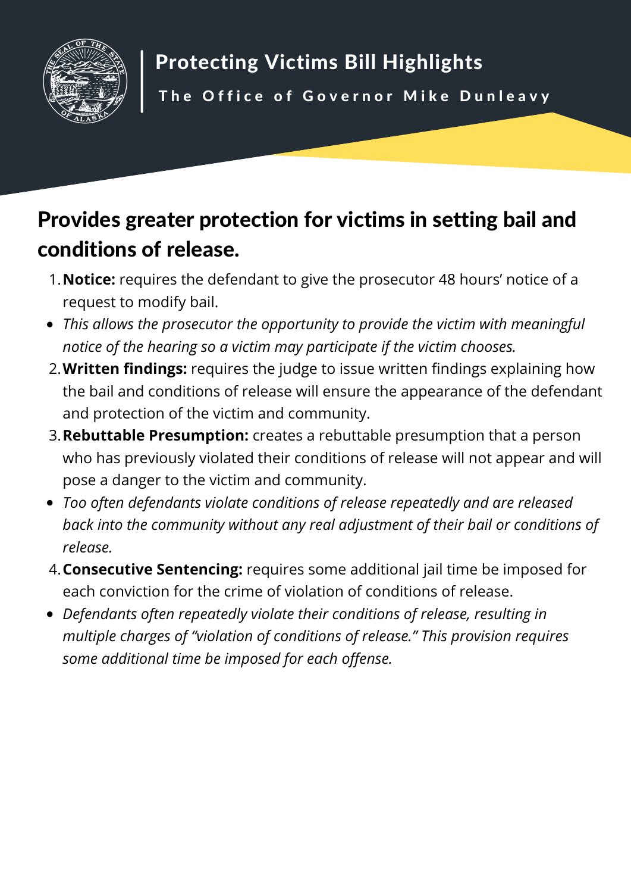# Protecting Victims Bill Highlights

**The Office of Governor Mike Dunleavy**

## Provides greater protection for victims in setting bail and conditions of release.

1. **Notice:** requires the defendant to give the prosecutor 48 hours' notice of a request to modify bail.

- *This allows the prosecutor the opportunity to provide the victim with meaningful notice of the hearing so a victim may participate if the victim chooses.*

2. **Written findings:** requires the judge to issue written findings explaining how the bail and conditions of release will ensure the appearance of the defendant and protection of the victim and community.
3. **Rebuttable Presumption:** creates a rebuttable presumption that a person who has previously violated their conditions of release will not appear and will pose a danger to the victim and community.

- *Too often defendants violate conditions of release repeatedly and are released back into the community without any real adjustment of their bail or conditions of release.*

4. **Consecutive Sentencing:** requires some additional jail time be imposed for each conviction for the crime of violation of conditions of release.

- *Defendants often repeatedly violate their conditions of release, resulting in multiple charges of "violation of conditions of release." This provision requires some additional time be imposed for each offense.*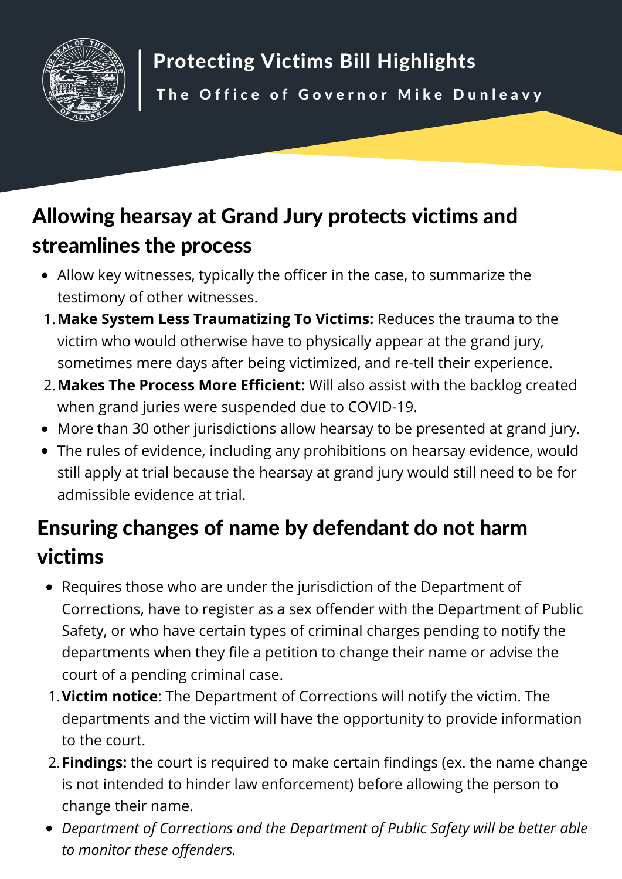# Protecting Victims Bill Highlights

**The Office of Governor Mike Dunleavy**

## Allowing hearsay at Grand Jury protects victims and streamlines the process

- Allow key witnesses, typically the officer in the case, to summarize the testimony of other witnesses.

1. **Make System Less Traumatizing To Victims:** Reduces the trauma to the victim who would otherwise have to physically appear at the grand jury, sometimes mere days after being victimized, and re-tell their experience.
2. **Makes The Process More Efficient:** Will also assist with the backlog created when grand juries were suspended due to COVID-19.

- More than 30 other jurisdictions allow hearsay to be presented at grand jury.
- The rules of evidence, including any prohibitions on hearsay evidence, would still apply at trial because the hearsay at grand jury would still need to be for admissible evidence at trial.

## Ensuring changes of name by defendant do not harm victims

- Requires those who are under the jurisdiction of the Department of Corrections, have to register as a sex offender with the Department of Public Safety, or who have certain types of criminal charges pending to notify the departments when they file a petition to change their name or advise the court of a pending criminal case.

1. **Victim notice**: The Department of Corrections will notify the victim. The departments and the victim will have the opportunity to provide information to the court.
2. **Findings:** the court is required to make certain findings (ex. the name change is not intended to hinder law enforcement) before allowing the person to change their name.

- *Department of Corrections and the Department of Public Safety will be better able to monitor these offenders.*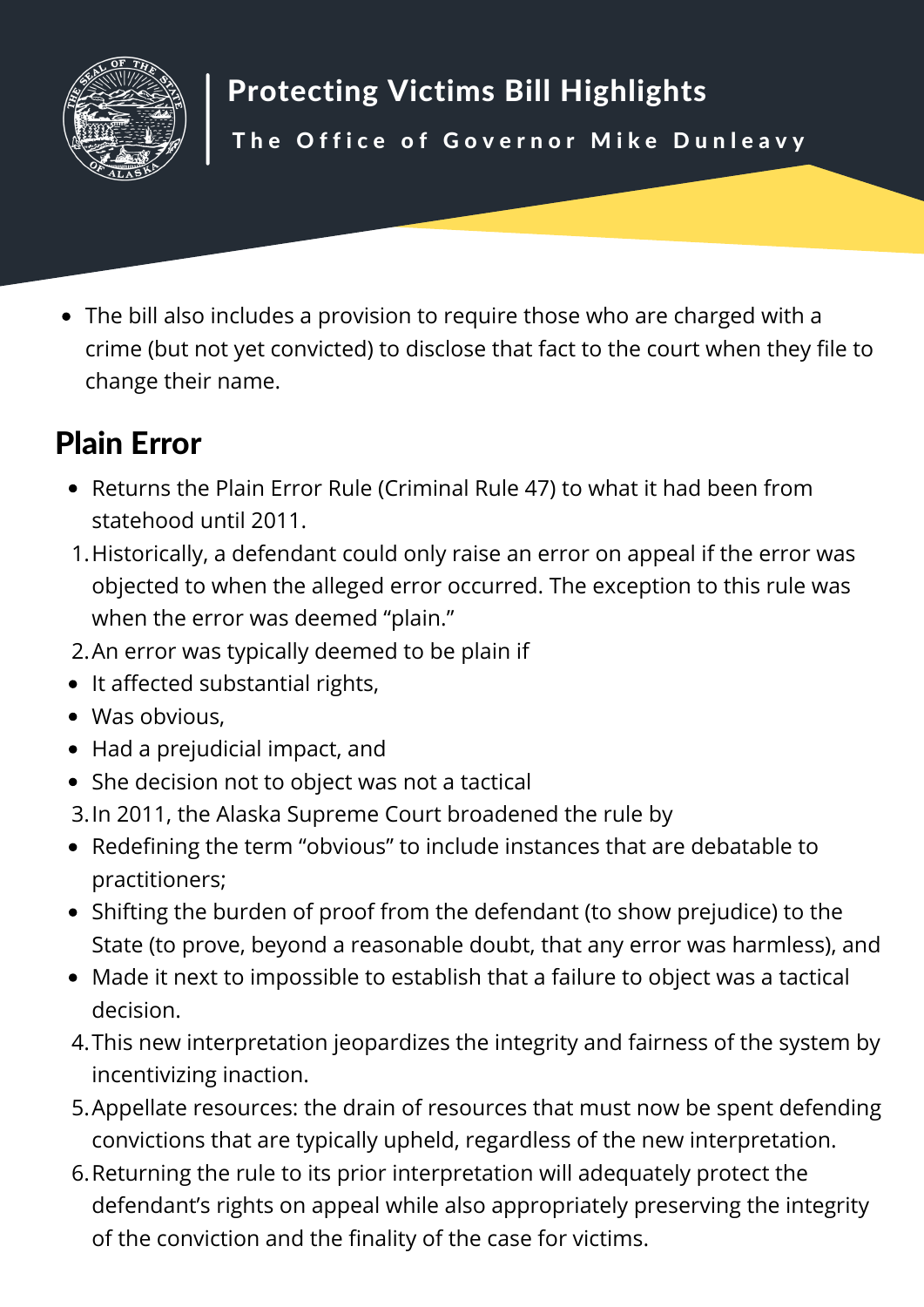- The bill also includes a provision to require those who are charged with a crime (but not yet convicted) to disclose that fact to the court when they file to change their name.

## Plain Error

- Returns the Plain Error Rule (Criminal Rule 47) to what it had been from statehood until 2011.

1. Historically, a defendant could only raise an error on appeal if the error was objected to when the alleged error occurred. The exception to this rule was when the error was deemed "plain."
2. An error was typically deemed to be plain if
   - It affected substantial rights,
   - Was obvious,
   - Had a prejudicial impact, and
   - She decision not to object was not a tactical
3. In 2011, the Alaska Supreme Court broadened the rule by
   - Redefining the term "obvious" to include instances that are debatable to practitioners;
   - Shifting the burden of proof from the defendant (to show prejudice) to the State (to prove, beyond a reasonable doubt, that any error was harmless), and
   - Made it next to impossible to establish that a failure to object was a tactical decision.
4. This new interpretation jeopardizes the integrity and fairness of the system by incentivizing inaction.
5. Appellate resources: the drain of resources that must now be spent defending convictions that are typically upheld, regardless of the new interpretation.
6. Returning the rule to its prior interpretation will adequately protect the defendant's rights on appeal while also appropriately preserving the integrity of the conviction and the finality of the case for victims.